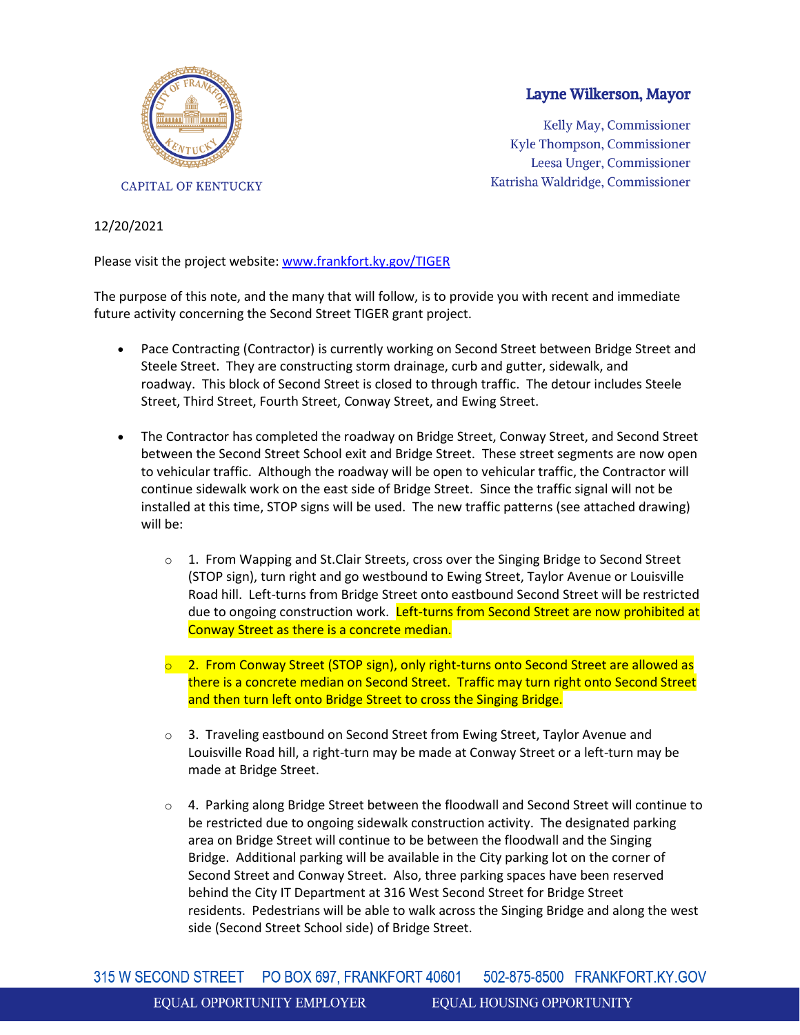CAPITAL OF KENTUCKY

**Layne Wilkerson, Mayor**

Kelly May, Commissioner
Kyle Thompson, Commissioner
Leesa Unger, Commissioner
Katrisha Waldridge, Commissioner

12/20/2021

Please visit the project website: [www.frankfort.ky.gov/TIGER](www.frankfort.ky.gov/TIGER)

The purpose of this note, and the many that will follow, is to provide you with recent and immediate future activity concerning the Second Street TIGER grant project.

- Pace Contracting (Contractor) is currently working on Second Street between Bridge Street and Steele Street. They are constructing storm drainage, curb and gutter, sidewalk, and roadway. This block of Second Street is closed to through traffic. The detour includes Steele Street, Third Street, Fourth Street, Conway Street, and Ewing Street.

- The Contractor has completed the roadway on Bridge Street, Conway Street, and Second Street between the Second Street School exit and Bridge Street. These street segments are now open to vehicular traffic. Although the roadway will be open to vehicular traffic, the Contractor will continue sidewalk work on the east side of Bridge Street. Since the traffic signal will not be installed at this time, STOP signs will be used. The new traffic patterns (see attached drawing) will be:

    - 1. From Wapping and St.Clair Streets, cross over the Singing Bridge to Second Street (STOP sign), turn right and go westbound to Ewing Street, Taylor Avenue or Louisville Road hill. Left-turns from Bridge Street onto eastbound Second Street will be restricted due to ongoing construction work. Left-turns from Second Street are now prohibited at Conway Street as there is a concrete median.

    - 2. From Conway Street (STOP sign), only right-turns onto Second Street are allowed as there is a concrete median on Second Street. Traffic may turn right onto Second Street and then turn left onto Bridge Street to cross the Singing Bridge.

    - 3. Traveling eastbound on Second Street from Ewing Street, Taylor Avenue and Louisville Road hill, a right-turn may be made at Conway Street or a left-turn may be made at Bridge Street.

    - 4. Parking along Bridge Street between the floodwall and Second Street will continue to be restricted due to ongoing sidewalk construction activity. The designated parking area on Bridge Street will continue to be between the floodwall and the Singing Bridge. Additional parking will be available in the City parking lot on the corner of Second Street and Conway Street. Also, three parking spaces have been reserved behind the City IT Department at 316 West Second Street for Bridge Street residents. Pedestrians will be able to walk across the Singing Bridge and along the west side (Second Street School side) of Bridge Street.

315 W SECOND STREET PO BOX 697, FRANKFORT 40601 502-875-8500 FRANKFORT.KY.GOV

EQUAL OPPORTUNITY EMPLOYER EQUAL HOUSING OPPORTUNITY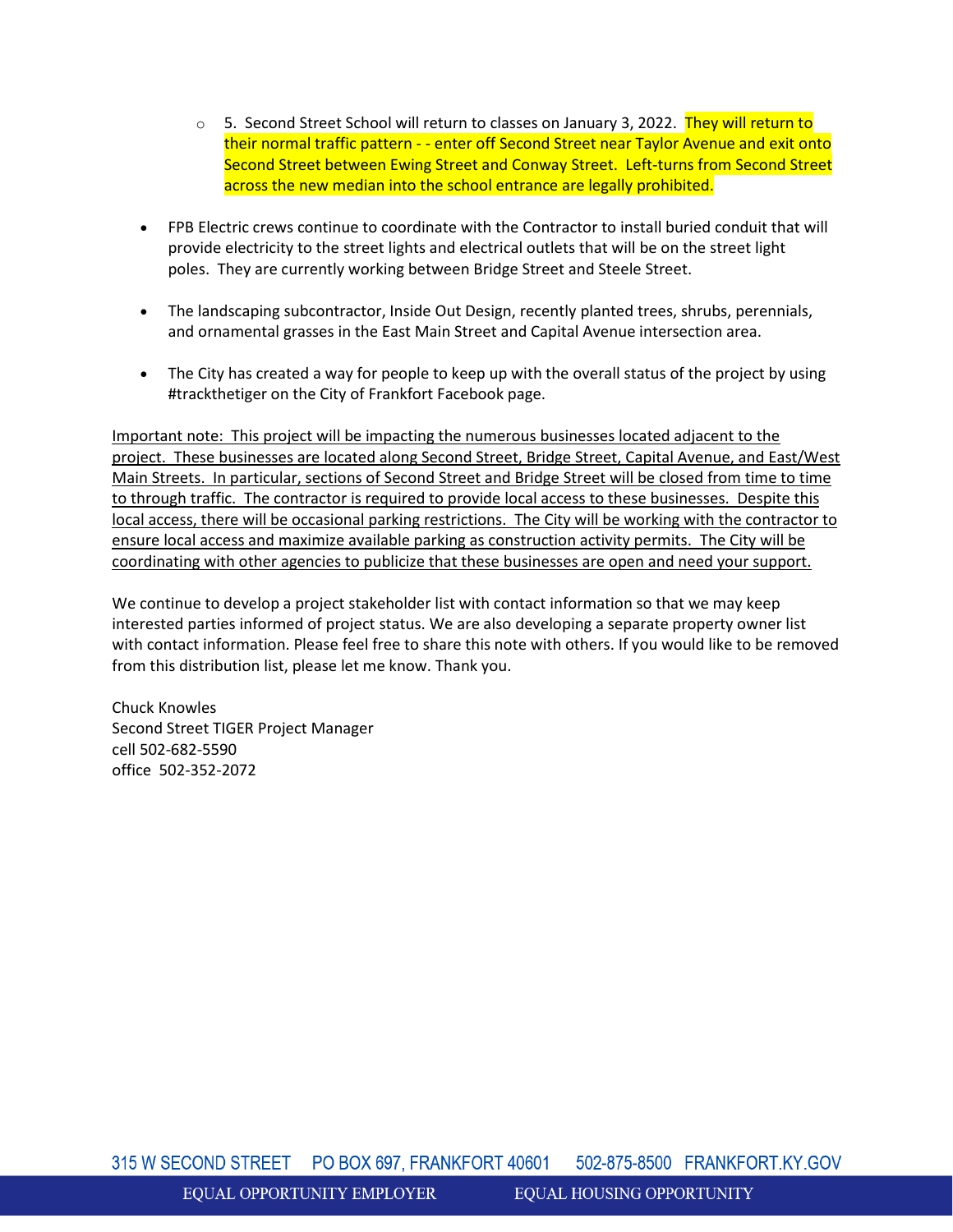- 5. Second Street School will return to classes on January 3, 2022. They will return to their normal traffic pattern - - enter off Second Street near Taylor Avenue and exit onto Second Street between Ewing Street and Conway Street. Left-turns from Second Street across the new median into the school entrance are legally prohibited.

- FPB Electric crews continue to coordinate with the Contractor to install buried conduit that will provide electricity to the street lights and electrical outlets that will be on the street light poles. They are currently working between Bridge Street and Steele Street.

- The landscaping subcontractor, Inside Out Design, recently planted trees, shrubs, perennials, and ornamental grasses in the East Main Street and Capital Avenue intersection area.

- The City has created a way for people to keep up with the overall status of the project by using #trackthetiger on the City of Frankfort Facebook page.

<u>Important note: This project will be impacting the numerous businesses located adjacent to the project. These businesses are located along Second Street, Bridge Street, Capital Avenue, and East/West Main Streets. In particular, sections of Second Street and Bridge Street will be closed from time to time to through traffic. The contractor is required to provide local access to these businesses. Despite this local access, there will be occasional parking restrictions. The City will be working with the contractor to ensure local access and maximize available parking as construction activity permits. The City will be coordinating with other agencies to publicize that these businesses are open and need your support.</u>

We continue to develop a project stakeholder list with contact information so that we may keep interested parties informed of project status. We are also developing a separate property owner list with contact information. Please feel free to share this note with others. If you would like to be removed from this distribution list, please let me know. Thank you.

Chuck Knowles
Second Street TIGER Project Manager
cell 502-682-5590
office 502-352-2072

315 W SECOND STREET PO BOX 697, FRANKFORT 40601 502-875-8500 FRANKFORT.KY.GOV

EQUAL OPPORTUNITY EMPLOYER EQUAL HOUSING OPPORTUNITY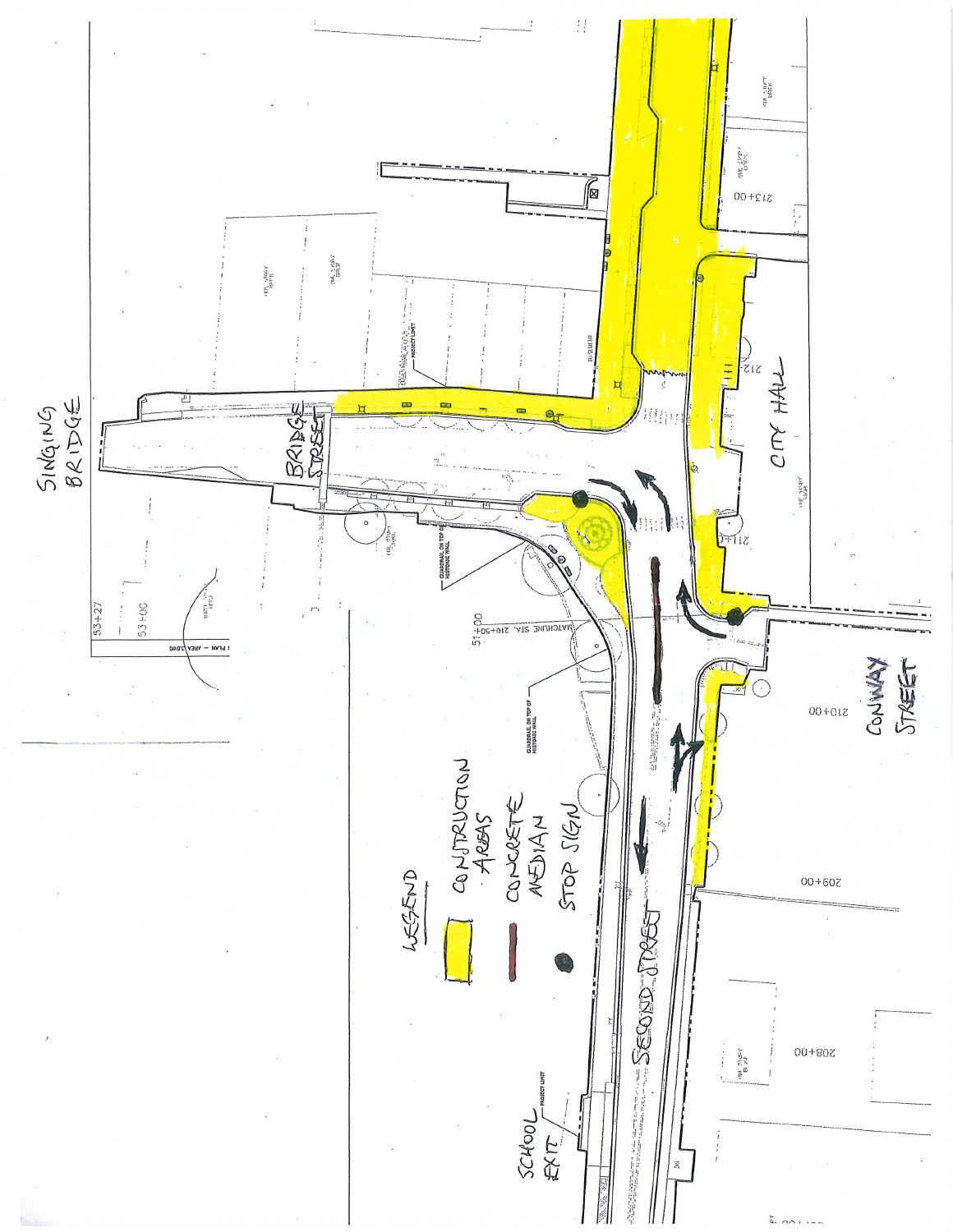SINGING BRIDGE

BRIDGE STREET

CITY HALL

CONWAY STREET

SECOND STREET

SCHOOL EXIT

LEGEND

CONSTRUCTION AREAS

CONCRETE MEDIAN

STOP SIGN

53+27

53+00

51+00

MATCHLINE STA. 210+50

GUARDRAIL ON TOP OF HISTORIC WALL

PROJECT LIMIT

213+00

212

211+00

210+00

209+00

208+00